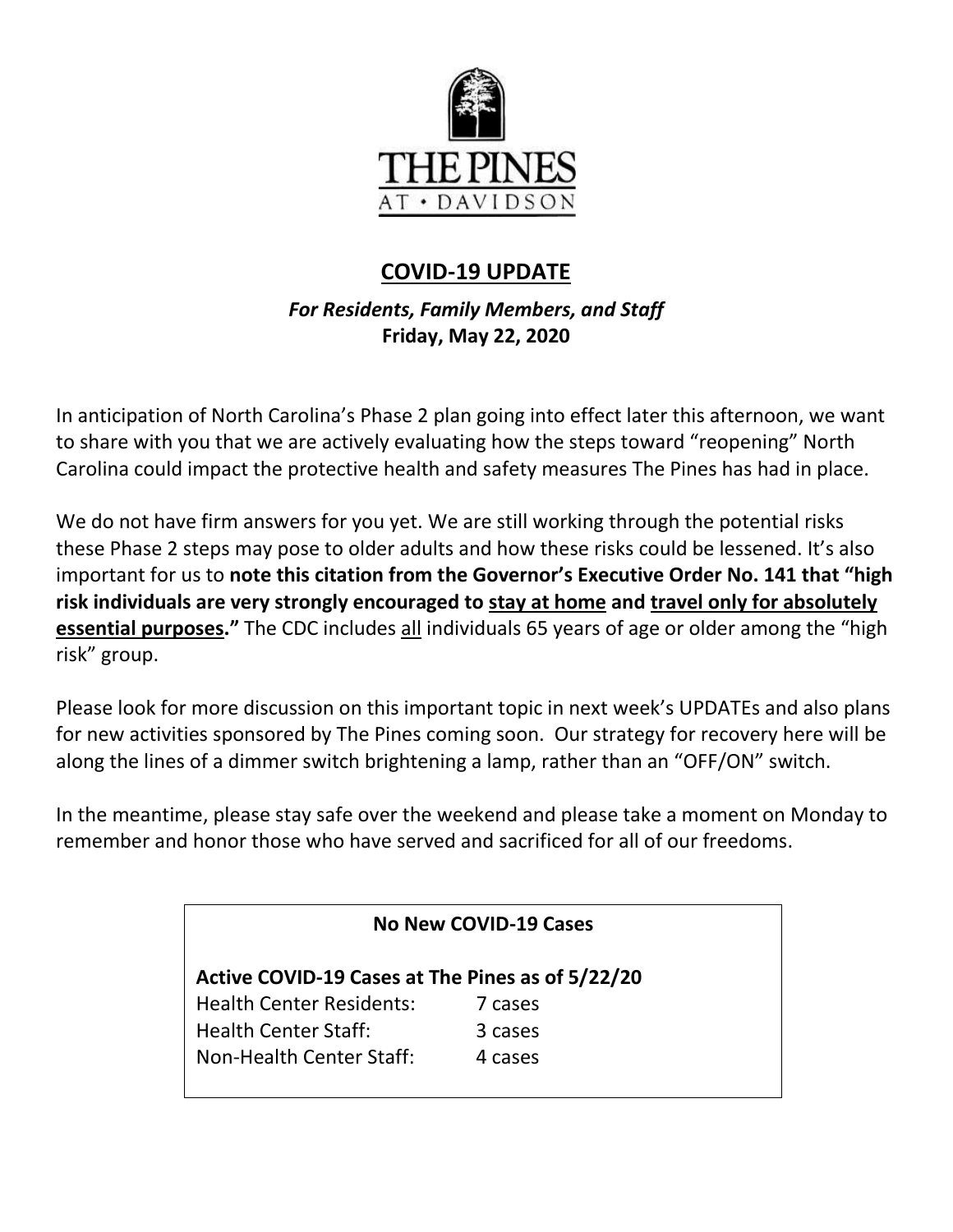THE PINES
AT • DAVIDSON

## COVID-19 UPDATE

***For Residents, Family Members, and Staff***
**Friday, May 22, 2020**

In anticipation of North Carolina's Phase 2 plan going into effect later this afternoon, we want to share with you that we are actively evaluating how the steps toward "reopening" North Carolina could impact the protective health and safety measures The Pines has had in place.

We do not have firm answers for you yet. We are still working through the potential risks these Phase 2 steps may pose to older adults and how these risks could be lessened. It's also important for us to **note this citation from the Governor's Executive Order No. 141 that "high risk individuals are very strongly encouraged to stay at home and travel only for absolutely essential purposes."** The CDC includes all individuals 65 years of age or older among the "high risk" group.

Please look for more discussion on this important topic in next week's UPDATEs and also plans for new activities sponsored by The Pines coming soon. Our strategy for recovery here will be along the lines of a dimmer switch brightening a lamp, rather than an "OFF/ON" switch.

In the meantime, please stay safe over the weekend and please take a moment on Monday to remember and honor those who have served and sacrificed for all of our freedoms.

**No New COVID-19 Cases**

**Active COVID-19 Cases at The Pines as of 5/22/20**

| | |
|---|---|
| Health Center Residents: | 7 cases |
| Health Center Staff: | 3 cases |
| Non-Health Center Staff: | 4 cases |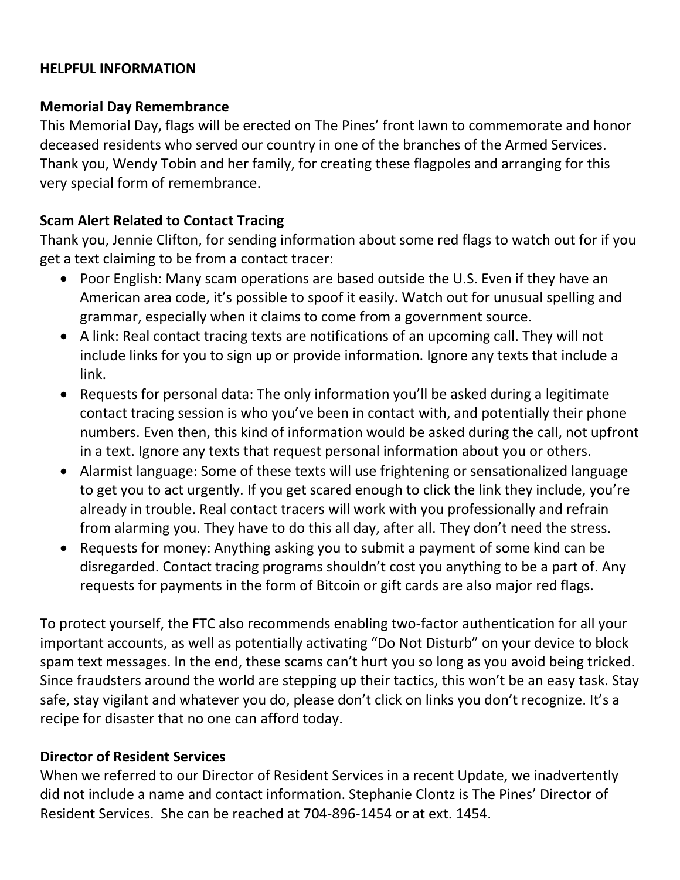## HELPFUL INFORMATION

### Memorial Day Remembrance

This Memorial Day, flags will be erected on The Pines' front lawn to commemorate and honor deceased residents who served our country in one of the branches of the Armed Services. Thank you, Wendy Tobin and her family, for creating these flagpoles and arranging for this very special form of remembrance.

### Scam Alert Related to Contact Tracing

Thank you, Jennie Clifton, for sending information about some red flags to watch out for if you get a text claiming to be from a contact tracer:

- Poor English: Many scam operations are based outside the U.S. Even if they have an American area code, it's possible to spoof it easily. Watch out for unusual spelling and grammar, especially when it claims to come from a government source.
- A link: Real contact tracing texts are notifications of an upcoming call. They will not include links for you to sign up or provide information. Ignore any texts that include a link.
- Requests for personal data: The only information you'll be asked during a legitimate contact tracing session is who you've been in contact with, and potentially their phone numbers. Even then, this kind of information would be asked during the call, not upfront in a text. Ignore any texts that request personal information about you or others.
- Alarmist language: Some of these texts will use frightening or sensationalized language to get you to act urgently. If you get scared enough to click the link they include, you're already in trouble. Real contact tracers will work with you professionally and refrain from alarming you. They have to do this all day, after all. They don't need the stress.
- Requests for money: Anything asking you to submit a payment of some kind can be disregarded. Contact tracing programs shouldn't cost you anything to be a part of. Any requests for payments in the form of Bitcoin or gift cards are also major red flags.

To protect yourself, the FTC also recommends enabling two-factor authentication for all your important accounts, as well as potentially activating "Do Not Disturb" on your device to block spam text messages. In the end, these scams can't hurt you so long as you avoid being tricked. Since fraudsters around the world are stepping up their tactics, this won't be an easy task. Stay safe, stay vigilant and whatever you do, please don't click on links you don't recognize. It's a recipe for disaster that no one can afford today.

### Director of Resident Services

When we referred to our Director of Resident Services in a recent Update, we inadvertently did not include a name and contact information. Stephanie Clontz is The Pines' Director of Resident Services. She can be reached at 704-896-1454 or at ext. 1454.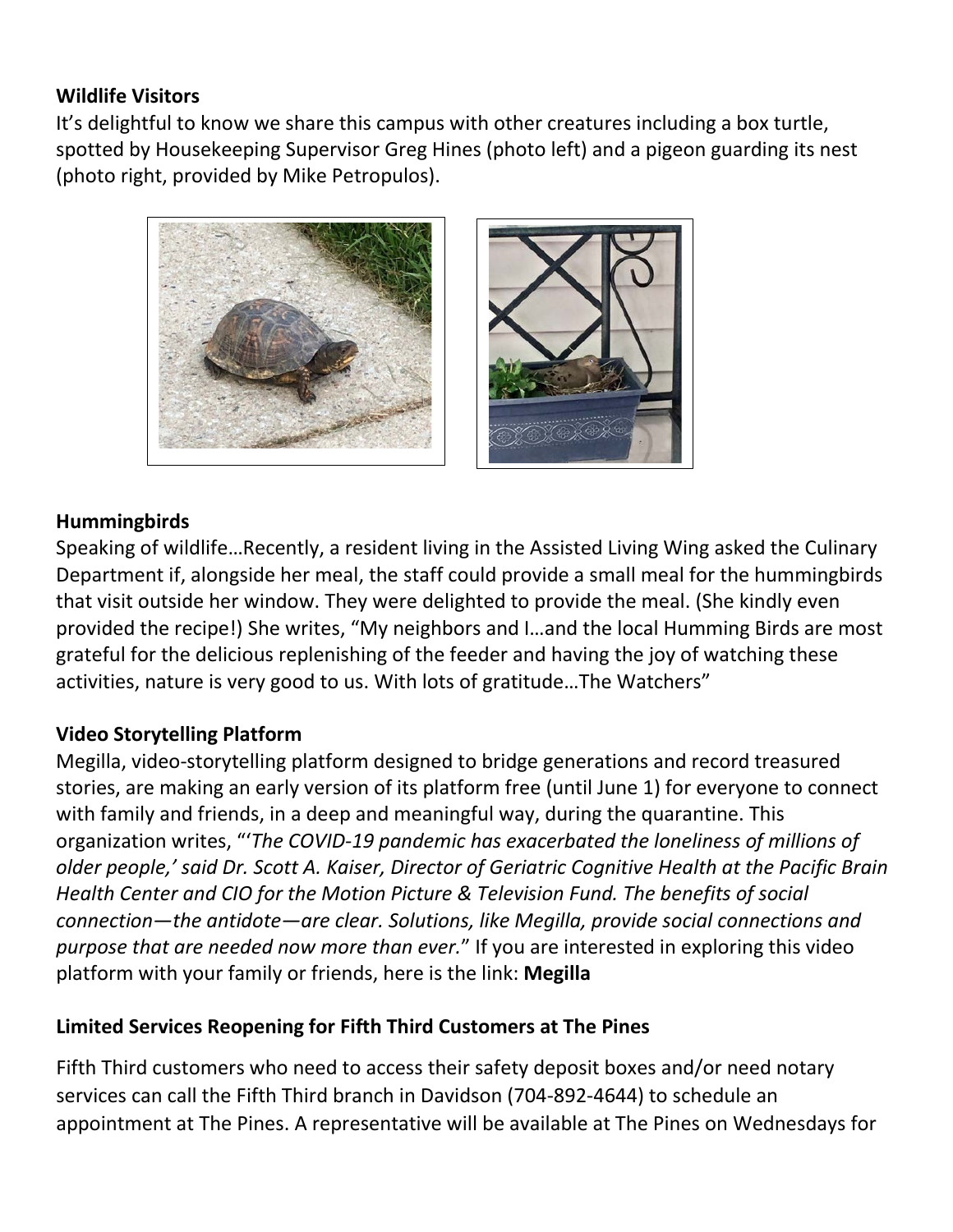**Wildlife Visitors**

It's delightful to know we share this campus with other creatures including a box turtle, spotted by Housekeeping Supervisor Greg Hines (photo left) and a pigeon guarding its nest (photo right, provided by Mike Petropulos).

**Hummingbirds**

Speaking of wildlife…Recently, a resident living in the Assisted Living Wing asked the Culinary Department if, alongside her meal, the staff could provide a small meal for the hummingbirds that visit outside her window. They were delighted to provide the meal. (She kindly even provided the recipe!) She writes, "My neighbors and I…and the local Humming Birds are most grateful for the delicious replenishing of the feeder and having the joy of watching these activities, nature is very good to us. With lots of gratitude…The Watchers"

**Video Storytelling Platform**

Megilla, video-storytelling platform designed to bridge generations and record treasured stories, are making an early version of its platform free (until June 1) for everyone to connect with family and friends, in a deep and meaningful way, during the quarantine. This organization writes, "'*The COVID-19 pandemic has exacerbated the loneliness of millions of older people,' said Dr. Scott A. Kaiser, Director of Geriatric Cognitive Health at the Pacific Brain Health Center and CIO for the Motion Picture & Television Fund. The benefits of social connection—the antidote—are clear. Solutions, like Megilla, provide social connections and purpose that are needed now more than ever.*" If you are interested in exploring this video platform with your family or friends, here is the link: **Megilla**

**Limited Services Reopening for Fifth Third Customers at The Pines**

Fifth Third customers who need to access their safety deposit boxes and/or need notary services can call the Fifth Third branch in Davidson (704-892-4644) to schedule an appointment at The Pines. A representative will be available at The Pines on Wednesdays for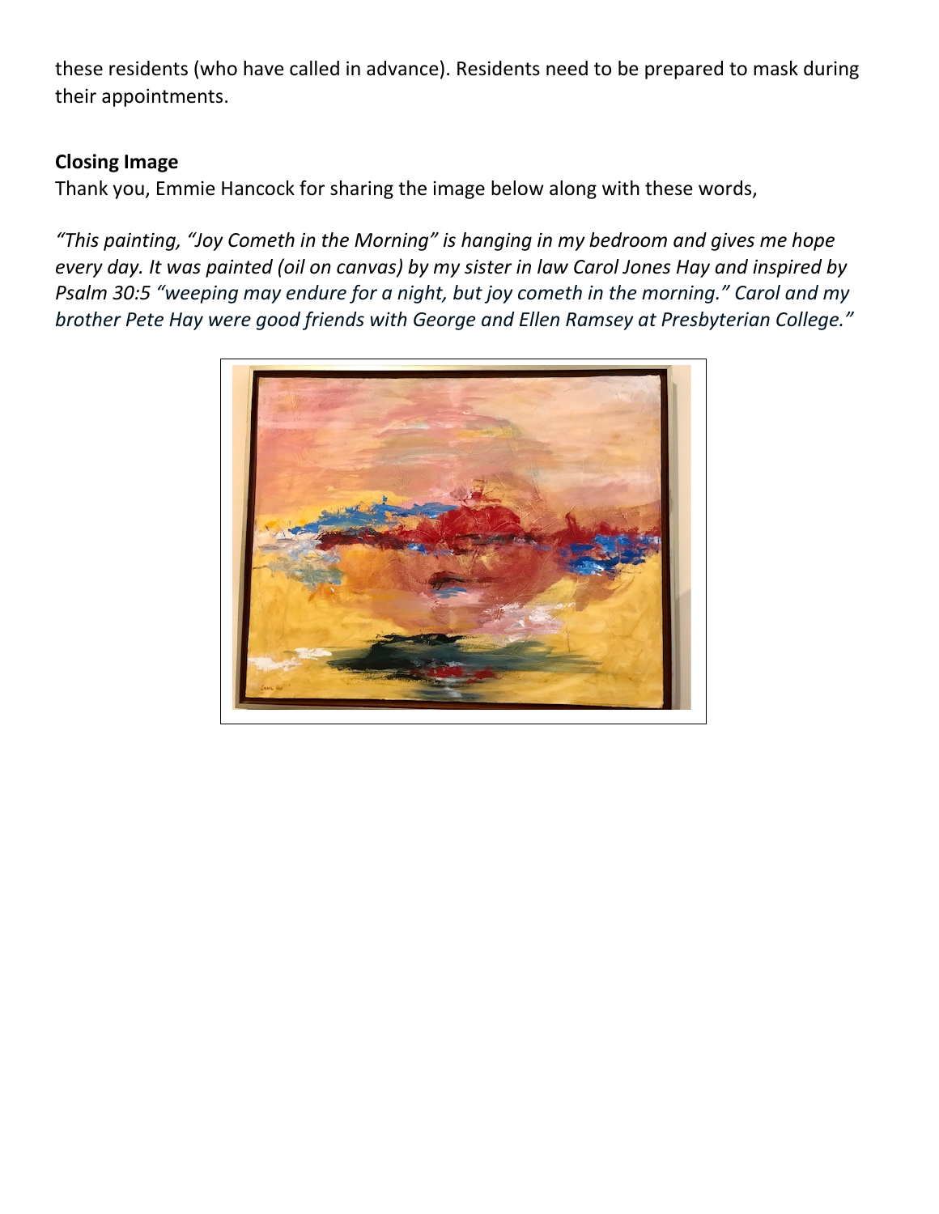these residents (who have called in advance). Residents need to be prepared to mask during their appointments.

**Closing Image**

Thank you, Emmie Hancock for sharing the image below along with these words,

*"This painting, "Joy Cometh in the Morning" is hanging in my bedroom and gives me hope every day. It was painted (oil on canvas) by my sister in law Carol Jones Hay and inspired by Psalm 30:5 "weeping may endure for a night, but joy cometh in the morning." Carol and my brother Pete Hay were good friends with George and Ellen Ramsey at Presbyterian College."*